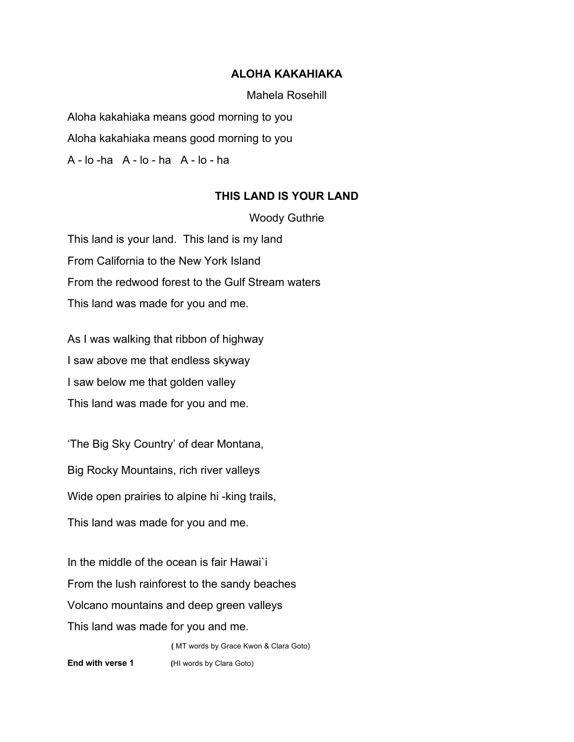## ALOHA KAKAHIAKA

Mahela Rosehill

Aloha kakahiaka means good morning to you

Aloha kakahiaka means good morning to you

A - lo -ha   A - lo - ha   A - lo - ha

## THIS LAND IS YOUR LAND

Woody Guthrie

This land is your land.  This land is my land

From California to the New York Island

From the redwood forest to the Gulf Stream waters

This land was made for you and me.

As I was walking that ribbon of highway

I saw above me that endless skyway

I saw below me that golden valley

This land was made for you and me.

'The Big Sky Country' of dear Montana,

Big Rocky Mountains, rich river valleys

Wide open prairies to alpine hi -king trails,

This land was made for you and me.

In the middle of the ocean is fair Hawai`i

From the lush rainforest to the sandy beaches

Volcano mountains and deep green valleys

This land was made for you and me.

( MT words by Grace Kwon & Clara Goto)

**End with verse 1**    (HI words by Clara Goto)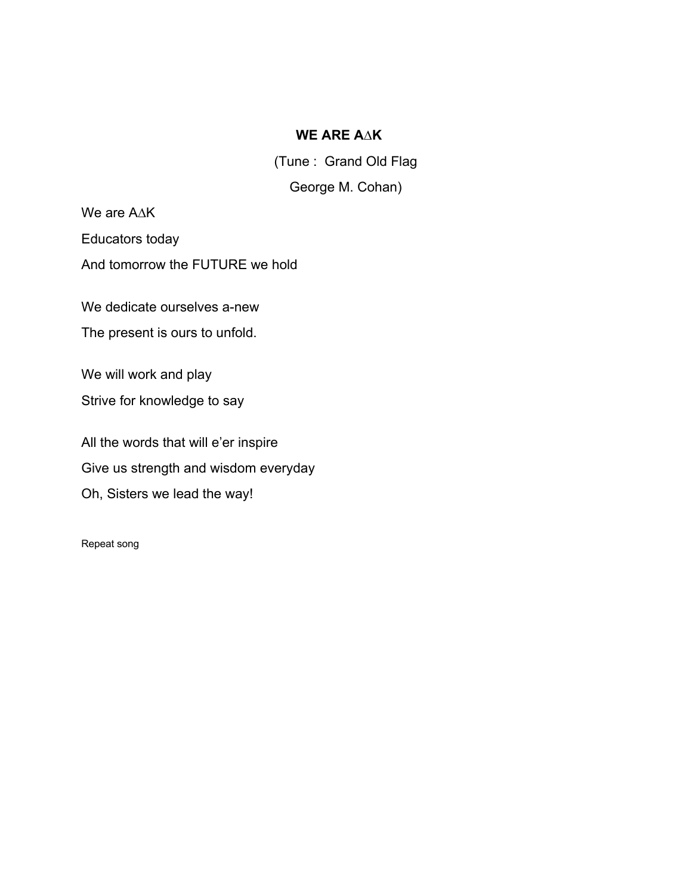**WE ARE AΔK**

(Tune : Grand Old Flag

George M. Cohan)

We are AΔK

Educators today

And tomorrow the FUTURE we hold

We dedicate ourselves a-new

The present is ours to unfold.

We will work and play

Strive for knowledge to say

All the words that will e'er inspire

Give us strength and wisdom everyday

Oh, Sisters we lead the way!

Repeat song